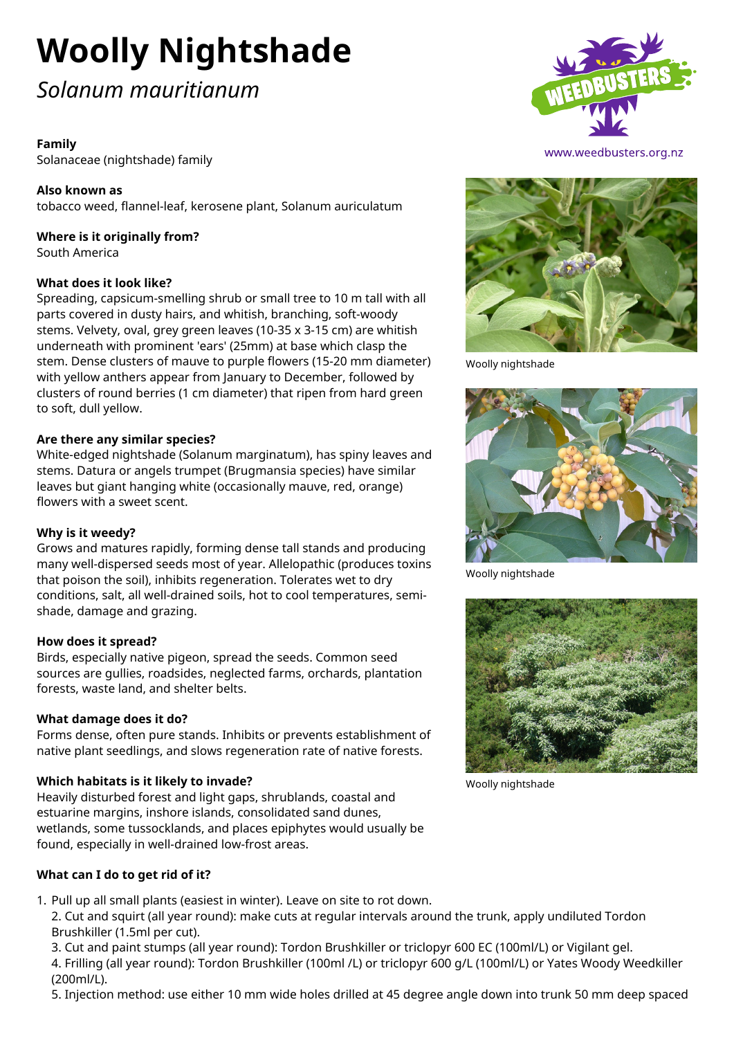# Woolly Nightshade

*Solanum mauritianum*

www.weedbusters.org.nz

**Family**
Solanaceae (nightshade) family

**Also known as**
tobacco weed, flannel-leaf, kerosene plant, Solanum auriculatum

**Where is it originally from?**
South America

**What does it look like?**
Spreading, capsicum-smelling shrub or small tree to 10 m tall with all parts covered in dusty hairs, and whitish, branching, soft-woody stems. Velvety, oval, grey green leaves (10-35 x 3-15 cm) are whitish underneath with prominent 'ears' (25mm) at base which clasp the stem. Dense clusters of mauve to purple flowers (15-20 mm diameter) with yellow anthers appear from January to December, followed by clusters of round berries (1 cm diameter) that ripen from hard green to soft, dull yellow.

**Are there any similar species?**
White-edged nightshade (Solanum marginatum), has spiny leaves and stems. Datura or angels trumpet (Brugmansia species) have similar leaves but giant hanging white (occasionally mauve, red, orange) flowers with a sweet scent.

**Why is it weedy?**
Grows and matures rapidly, forming dense tall stands and producing many well-dispersed seeds most of year. Allelopathic (produces toxins that poison the soil), inhibits regeneration. Tolerates wet to dry conditions, salt, all well-drained soils, hot to cool temperatures, semi-shade, damage and grazing.

**How does it spread?**
Birds, especially native pigeon, spread the seeds. Common seed sources are gullies, roadsides, neglected farms, orchards, plantation forests, waste land, and shelter belts.

**What damage does it do?**
Forms dense, often pure stands. Inhibits or prevents establishment of native plant seedlings, and slows regeneration rate of native forests.

**Which habitats is it likely to invade?**
Heavily disturbed forest and light gaps, shrublands, coastal and estuarine margins, inshore islands, consolidated sand dunes, wetlands, some tussocklands, and places epiphytes would usually be found, especially in well-drained low-frost areas.

Woolly nightshade

Woolly nightshade

Woolly nightshade

**What can I do to get rid of it?**

1. Pull up all small plants (easiest in winter). Leave on site to rot down.
2. Cut and squirt (all year round): make cuts at regular intervals around the trunk, apply undiluted Tordon Brushkiller (1.5ml per cut).
3. Cut and paint stumps (all year round): Tordon Brushkiller or triclopyr 600 EC (100ml/L) or Vigilant gel.
4. Frilling (all year round): Tordon Brushkiller (100ml /L) or triclopyr 600 g/L (100ml/L) or Yates Woody Weedkiller (200ml/L).
5. Injection method: use either 10 mm wide holes drilled at 45 degree angle down into trunk 50 mm deep spaced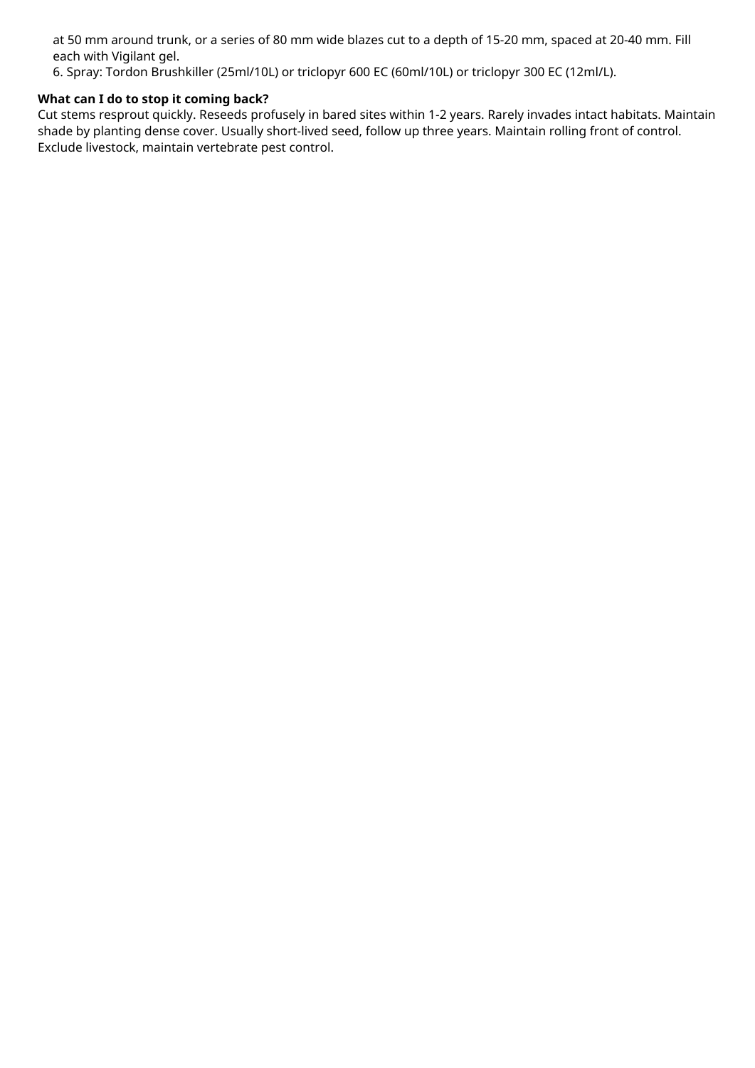at 50 mm around trunk, or a series of 80 mm wide blazes cut to a depth of 15-20 mm, spaced at 20-40 mm. Fill each with Vigilant gel.

6. Spray: Tordon Brushkiller (25ml/10L) or triclopyr 600 EC (60ml/10L) or triclopyr 300 EC (12ml/L).

**What can I do to stop it coming back?**

Cut stems resprout quickly. Reseeds profusely in bared sites within 1-2 years. Rarely invades intact habitats. Maintain shade by planting dense cover. Usually short-lived seed, follow up three years. Maintain rolling front of control. Exclude livestock, maintain vertebrate pest control.